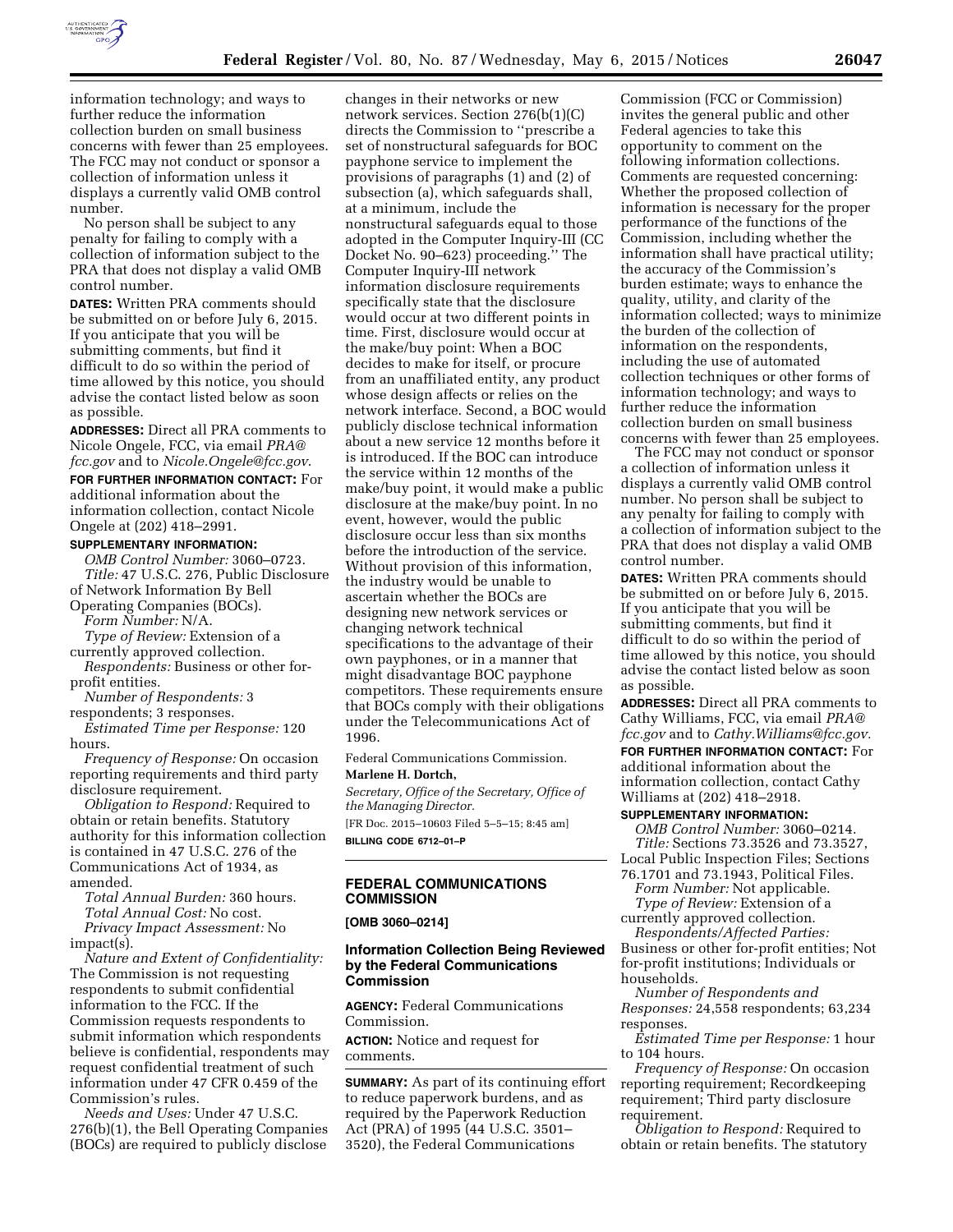information technology; and ways to further reduce the information collection burden on small business concerns with fewer than 25 employees. The FCC may not conduct or sponsor a collection of information unless it displays a currently valid OMB control number.

No person shall be subject to any penalty for failing to comply with a collection of information subject to the PRA that does not display a valid OMB control number.

**DATES:** Written PRA comments should be submitted on or before July 6, 2015. If you anticipate that you will be submitting comments, but find it difficult to do so within the period of time allowed by this notice, you should advise the contact listed below as soon as possible.

**ADDRESSES:** Direct all PRA comments to Nicole Ongele, FCC, via email *PRA@fcc.gov* and to *Nicole.Ongele@fcc.gov*.

**FOR FURTHER INFORMATION CONTACT:** For additional information about the information collection, contact Nicole Ongele at (202) 418–2991.

**SUPPLEMENTARY INFORMATION:**

*OMB Control Number:* 3060–0723.

*Title:* 47 U.S.C. 276, Public Disclosure of Network Information By Bell Operating Companies (BOCs).

*Form Number:* N/A.

*Type of Review:* Extension of a currently approved collection.

*Respondents:* Business or other for-profit entities.

*Number of Respondents:* 3 respondents; 3 responses.

*Estimated Time per Response:* 120 hours.

*Frequency of Response:* On occasion reporting requirements and third party disclosure requirement.

*Obligation to Respond:* Required to obtain or retain benefits. Statutory authority for this information collection is contained in 47 U.S.C. 276 of the Communications Act of 1934, as amended.

*Total Annual Burden:* 360 hours.

*Total Annual Cost:* No cost.

*Privacy Impact Assessment:* No impact(s).

*Nature and Extent of Confidentiality:* The Commission is not requesting respondents to submit confidential information to the FCC. If the Commission requests respondents to submit information which respondents believe is confidential, respondents may request confidential treatment of such information under 47 CFR 0.459 of the Commission's rules.

*Needs and Uses:* Under 47 U.S.C. 276(b)(1), the Bell Operating Companies (BOCs) are required to publicly disclose changes in their networks or new network services. Section 276(b(1)(C) directs the Commission to ''prescribe a set of nonstructural safeguards for BOC payphone service to implement the provisions of paragraphs (1) and (2) of subsection (a), which safeguards shall, at a minimum, include the nonstructural safeguards equal to those adopted in the Computer Inquiry-III (CC Docket No. 90–623) proceeding.'' The Computer Inquiry-III network information disclosure requirements specifically state that the disclosure would occur at two different points in time. First, disclosure would occur at the make/buy point: When a BOC decides to make for itself, or procure from an unaffiliated entity, any product whose design affects or relies on the network interface. Second, a BOC would publicly disclose technical information about a new service 12 months before it is introduced. If the BOC can introduce the service within 12 months of the make/buy point, it would make a public disclosure at the make/buy point. In no event, however, would the public disclosure occur less than six months before the introduction of the service. Without provision of this information, the industry would be unable to ascertain whether the BOCs are designing new network services or changing network technical specifications to the advantage of their own payphones, or in a manner that might disadvantage BOC payphone competitors. These requirements ensure that BOCs comply with their obligations under the Telecommunications Act of 1996.

Federal Communications Commission.

**Marlene H. Dortch,**

*Secretary, Office of the Secretary, Office of the Managing Director.*

[FR Doc. 2015–10603 Filed 5–5–15; 8:45 am]

**BILLING CODE 6712–01–P**

---

## FEDERAL COMMUNICATIONS COMMISSION

**[OMB 3060–0214]**

## Information Collection Being Reviewed by the Federal Communications Commission

**AGENCY:** Federal Communications Commission.

**ACTION:** Notice and request for comments.

**SUMMARY:** As part of its continuing effort to reduce paperwork burdens, and as required by the Paperwork Reduction Act (PRA) of 1995 (44 U.S.C. 3501–3520), the Federal Communications Commission (FCC or Commission) invites the general public and other Federal agencies to take this opportunity to comment on the following information collections. Comments are requested concerning: Whether the proposed collection of information is necessary for the proper performance of the functions of the Commission, including whether the information shall have practical utility; the accuracy of the Commission's burden estimate; ways to enhance the quality, utility, and clarity of the information collected; ways to minimize the burden of the collection of information on the respondents, including the use of automated collection techniques or other forms of information technology; and ways to further reduce the information collection burden on small business concerns with fewer than 25 employees.

The FCC may not conduct or sponsor a collection of information unless it displays a currently valid OMB control number. No person shall be subject to any penalty for failing to comply with a collection of information subject to the PRA that does not display a valid OMB control number.

**DATES:** Written PRA comments should be submitted on or before July 6, 2015. If you anticipate that you will be submitting comments, but find it difficult to do so within the period of time allowed by this notice, you should advise the contact listed below as soon as possible.

**ADDRESSES:** Direct all PRA comments to Cathy Williams, FCC, via email *PRA@fcc.gov* and to *Cathy.Williams@fcc.gov.*

**FOR FURTHER INFORMATION CONTACT:** For additional information about the information collection, contact Cathy Williams at (202) 418–2918.

**SUPPLEMENTARY INFORMATION:**

*OMB Control Number:* 3060–0214.

*Title:* Sections 73.3526 and 73.3527, Local Public Inspection Files; Sections 76.1701 and 73.1943, Political Files.

*Form Number:* Not applicable.

*Type of Review:* Extension of a currently approved collection.

*Respondents/Affected Parties:* Business or other for-profit entities; Not for-profit institutions; Individuals or households.

*Number of Respondents and Responses:* 24,558 respondents; 63,234 responses.

*Estimated Time per Response:* 1 hour to 104 hours.

*Frequency of Response:* On occasion reporting requirement; Recordkeeping requirement; Third party disclosure requirement.

*Obligation to Respond:* Required to obtain or retain benefits. The statutory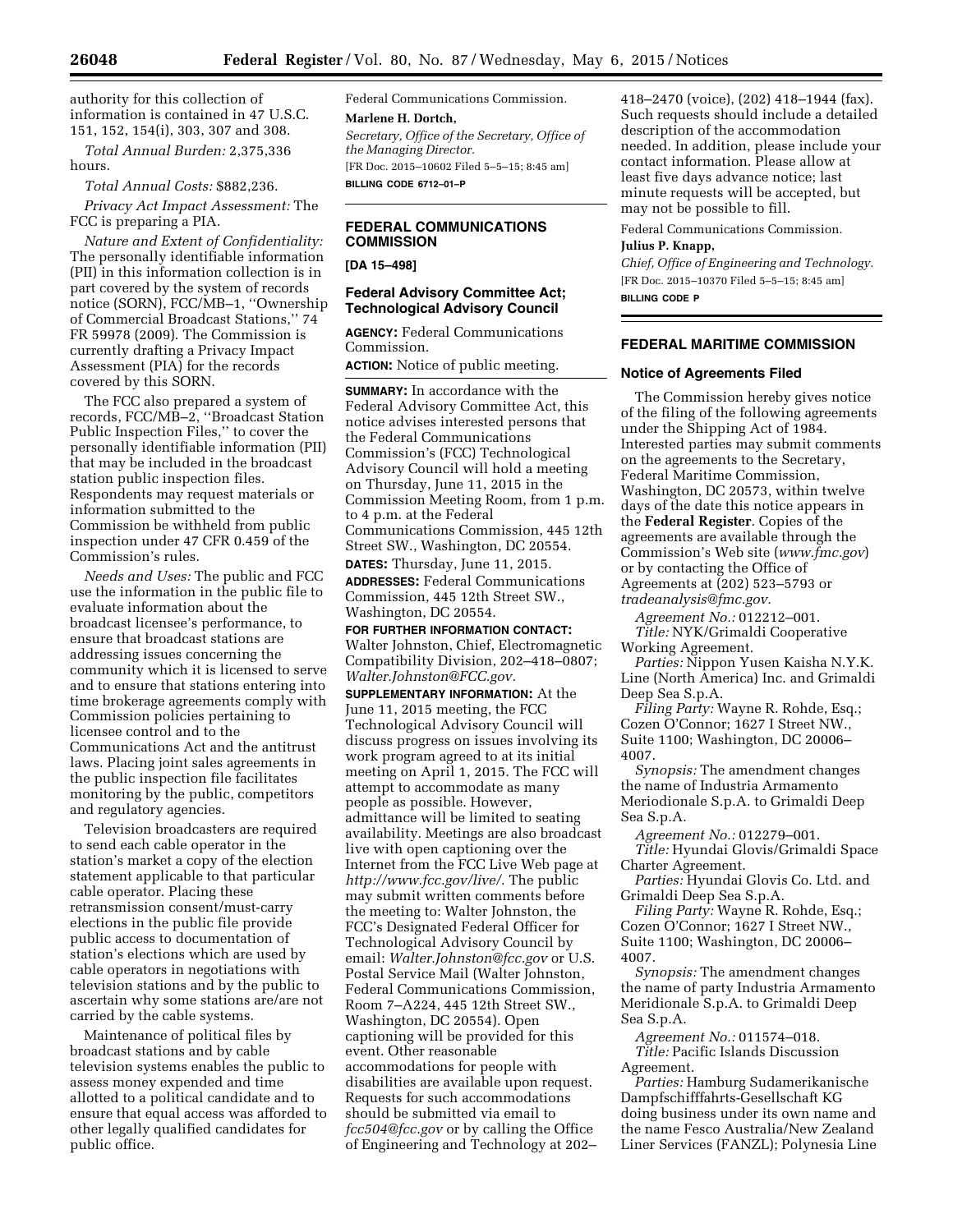authority for this collection of information is contained in 47 U.S.C. 151, 152, 154(i), 303, 307 and 308.

*Total Annual Burden:* 2,375,336 hours.

*Total Annual Costs:* $882,236.

*Privacy Act Impact Assessment:* The FCC is preparing a PIA.

*Nature and Extent of Confidentiality:* The personally identifiable information (PII) in this information collection is in part covered by the system of records notice (SORN), FCC/MB–1, ''Ownership of Commercial Broadcast Stations,'' 74 FR 59978 (2009). The Commission is currently drafting a Privacy Impact Assessment (PIA) for the records covered by this SORN.

The FCC also prepared a system of records, FCC/MB–2, ''Broadcast Station Public Inspection Files,'' to cover the personally identifiable information (PII) that may be included in the broadcast station public inspection files. Respondents may request materials or information submitted to the Commission be withheld from public inspection under 47 CFR 0.459 of the Commission's rules.

*Needs and Uses:* The public and FCC use the information in the public file to evaluate information about the broadcast licensee's performance, to ensure that broadcast stations are addressing issues concerning the community which it is licensed to serve and to ensure that stations entering into time brokerage agreements comply with Commission policies pertaining to licensee control and to the Communications Act and the antitrust laws. Placing joint sales agreements in the public inspection file facilitates monitoring by the public, competitors and regulatory agencies.

Television broadcasters are required to send each cable operator in the station's market a copy of the election statement applicable to that particular cable operator. Placing these retransmission consent/must-carry elections in the public file provide public access to documentation of station's elections which are used by cable operators in negotiations with television stations and by the public to ascertain why some stations are/are not carried by the cable systems.

Maintenance of political files by broadcast stations and by cable television systems enables the public to assess money expended and time allotted to a political candidate and to ensure that equal access was afforded to other legally qualified candidates for public office.

Federal Communications Commission.

**Marlene H. Dortch,**

*Secretary, Office of the Secretary, Office of the Managing Director.*

[FR Doc. 2015–10602 Filed 5–5–15; 8:45 am]

**BILLING CODE 6712–01–P**

## FEDERAL COMMUNICATIONS COMMISSION

**[DA 15–498]**

### Federal Advisory Committee Act; Technological Advisory Council

**AGENCY:** Federal Communications Commission.

**ACTION:** Notice of public meeting.

**SUMMARY:** In accordance with the Federal Advisory Committee Act, this notice advises interested persons that the Federal Communications Commission's (FCC) Technological Advisory Council will hold a meeting on Thursday, June 11, 2015 in the Commission Meeting Room, from 1 p.m. to 4 p.m. at the Federal Communications Commission, 445 12th Street SW., Washington, DC 20554.

**DATES:** Thursday, June 11, 2015.

**ADDRESSES:** Federal Communications Commission, 445 12th Street SW., Washington, DC 20554.

**FOR FURTHER INFORMATION CONTACT:** Walter Johnston, Chief, Electromagnetic Compatibility Division, 202–418–0807; *Walter.Johnston@FCC.gov.*

**SUPPLEMENTARY INFORMATION:** At the June 11, 2015 meeting, the FCC Technological Advisory Council will discuss progress on issues involving its work program agreed to at its initial meeting on April 1, 2015. The FCC will attempt to accommodate as many people as possible. However, admittance will be limited to seating availability. Meetings are also broadcast live with open captioning over the Internet from the FCC Live Web page at *http://www.fcc.gov/live/.* The public may submit written comments before the meeting to: Walter Johnston, the FCC's Designated Federal Officer for Technological Advisory Council by email: *Walter.Johnston@fcc.gov* or U.S. Postal Service Mail (Walter Johnston, Federal Communications Commission, Room 7–A224, 445 12th Street SW., Washington, DC 20554). Open captioning will be provided for this event. Other reasonable accommodations for people with disabilities are available upon request. Requests for such accommodations should be submitted via email to *fcc504@fcc.gov* or by calling the Office of Engineering and Technology at 202–418–2470 (voice), (202) 418–1944 (fax). Such requests should include a detailed description of the accommodation needed. In addition, please include your contact information. Please allow at least five days advance notice; last minute requests will be accepted, but may not be possible to fill.

Federal Communications Commission.

**Julius P. Knapp,**

*Chief, Office of Engineering and Technology.*

[FR Doc. 2015–10370 Filed 5–5–15; 8:45 am]

**BILLING CODE P**

## FEDERAL MARITIME COMMISSION

### Notice of Agreements Filed

The Commission hereby gives notice of the filing of the following agreements under the Shipping Act of 1984. Interested parties may submit comments on the agreements to the Secretary, Federal Maritime Commission, Washington, DC 20573, within twelve days of the date this notice appears in the **Federal Register**. Copies of the agreements are available through the Commission's Web site (*www.fmc.gov*) or by contacting the Office of Agreements at (202) 523–5793 or *tradeanalysis@fmc.gov.*

*Agreement No.:* 012212–001.

*Title:* NYK/Grimaldi Cooperative Working Agreement.

*Parties:* Nippon Yusen Kaisha N.Y.K. Line (North America) Inc. and Grimaldi Deep Sea S.p.A.

*Filing Party:* Wayne R. Rohde, Esq.; Cozen O'Connor; 1627 I Street NW., Suite 1100; Washington, DC 20006–4007.

*Synopsis:* The amendment changes the name of Industria Armamento Meriodionale S.p.A. to Grimaldi Deep Sea S.p.A.

*Agreement No.:* 012279–001.

*Title:* Hyundai Glovis/Grimaldi Space Charter Agreement.

*Parties:* Hyundai Glovis Co. Ltd. and Grimaldi Deep Sea S.p.A.

*Filing Party:* Wayne R. Rohde, Esq.; Cozen O'Connor; 1627 I Street NW., Suite 1100; Washington, DC 20006–4007.

*Synopsis:* The amendment changes the name of party Industria Armamento Meridionale S.p.A. to Grimaldi Deep Sea S.p.A.

*Agreement No.:* 011574–018.

*Title:* Pacific Islands Discussion Agreement.

*Parties:* Hamburg Sudamerikanische Dampfschifffahrts-Gesellschaft KG doing business under its own name and the name Fesco Australia/New Zealand Liner Services (FANZL); Polynesia Line